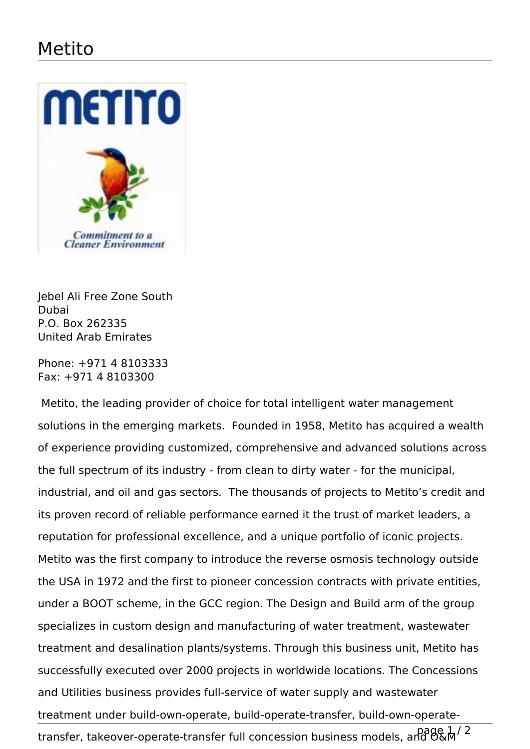# Metito

Jebel Ali Free Zone South
Dubai
P.O. Box 262335
United Arab Emirates

Phone: +971 4 8103333
Fax: +971 4 8103300

Metito, the leading provider of choice for total intelligent water management solutions in the emerging markets. Founded in 1958, Metito has acquired a wealth of experience providing customized, comprehensive and advanced solutions across the full spectrum of its industry - from clean to dirty water - for the municipal, industrial, and oil and gas sectors. The thousands of projects to Metito's credit and its proven record of reliable performance earned it the trust of market leaders, a reputation for professional excellence, and a unique portfolio of iconic projects. Metito was the first company to introduce the reverse osmosis technology outside the USA in 1972 and the first to pioneer concession contracts with private entities, under a BOOT scheme, in the GCC region. The Design and Build arm of the group specializes in custom design and manufacturing of water treatment, wastewater treatment and desalination plants/systems. Through this business unit, Metito has successfully executed over 2000 projects in worldwide locations. The Concessions and Utilities business provides full-service of water supply and wastewater treatment under build-own-operate, build-operate-transfer, build-own-operate-transfer, takeover-operate-transfer full concession business models, and O&M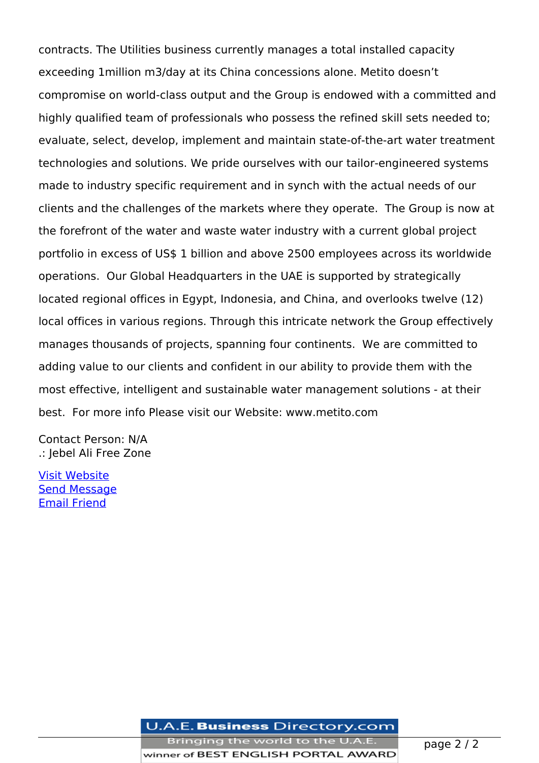contracts. The Utilities business currently manages a total installed capacity exceeding 1million m3/day at its China concessions alone. Metito doesn't compromise on world-class output and the Group is endowed with a committed and highly qualified team of professionals who possess the refined skill sets needed to; evaluate, select, develop, implement and maintain state-of-the-art water treatment technologies and solutions. We pride ourselves with our tailor-engineered systems made to industry specific requirement and in synch with the actual needs of our clients and the challenges of the markets where they operate. The Group is now at the forefront of the water and waste water industry with a current global project portfolio in excess of US$ 1 billion and above 2500 employees across its worldwide operations. Our Global Headquarters in the UAE is supported by strategically located regional offices in Egypt, Indonesia, and China, and overlooks twelve (12) local offices in various regions. Through this intricate network the Group effectively manages thousands of projects, spanning four continents. We are committed to adding value to our clients and confident in our ability to provide them with the most effective, intelligent and sustainable water management solutions - at their best. For more info Please visit our Website: www.metito.com

Contact Person: N/A
.: Jebel Ali Free Zone

Visit Website
Send Message
Email Friend